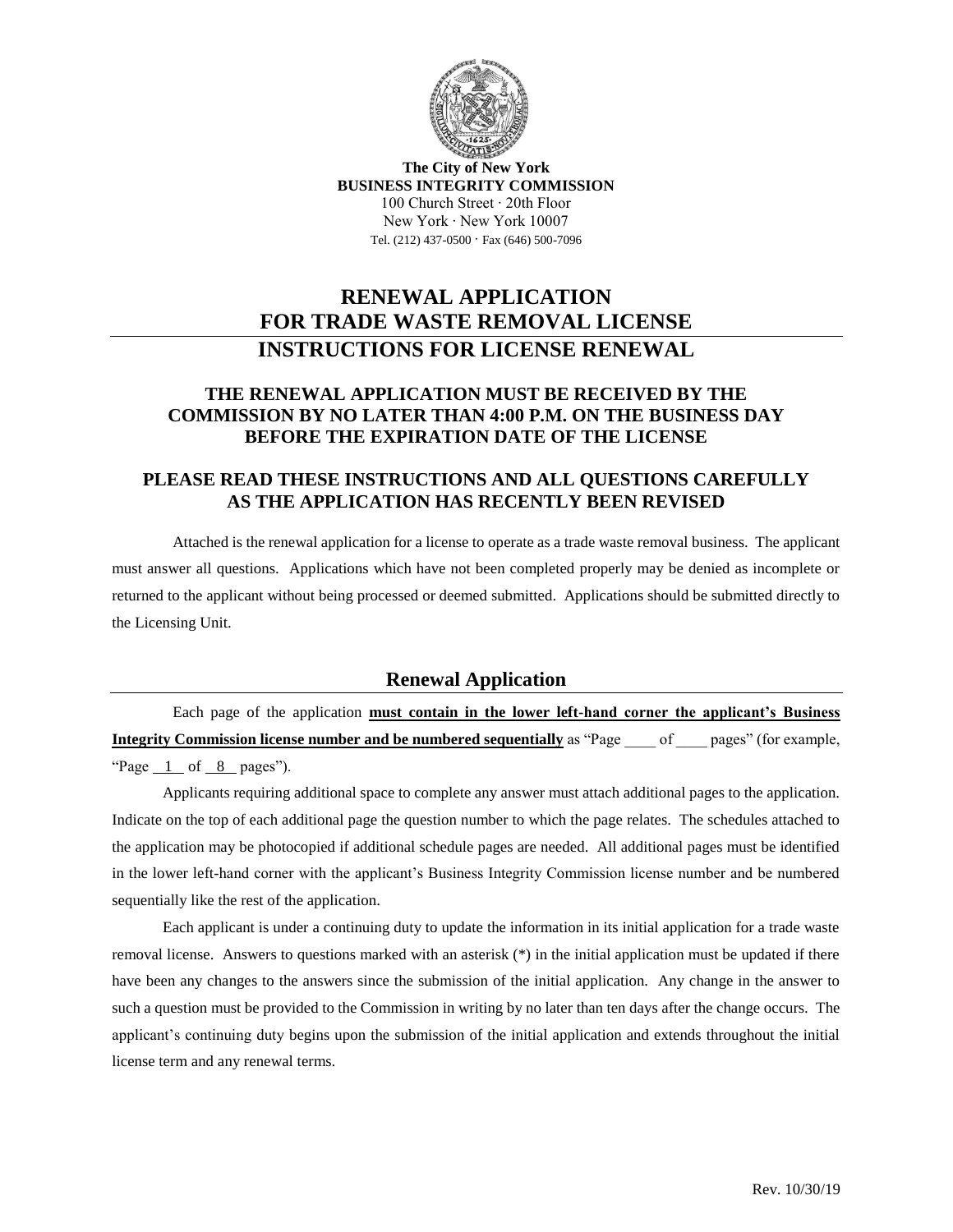**The City of New York**
**BUSINESS INTEGRITY COMMISSION**
100 Church Street · 20th Floor
New York · New York 10007
Tel. (212) 437-0500 · Fax (646) 500-7096

# RENEWAL APPLICATION FOR TRADE WASTE REMOVAL LICENSE

# INSTRUCTIONS FOR LICENSE RENEWAL

## THE RENEWAL APPLICATION MUST BE RECEIVED BY THE COMMISSION BY NO LATER THAN 4:00 P.M. ON THE BUSINESS DAY BEFORE THE EXPIRATION DATE OF THE LICENSE

## PLEASE READ THESE INSTRUCTIONS AND ALL QUESTIONS CAREFULLY AS THE APPLICATION HAS RECENTLY BEEN REVISED

Attached is the renewal application for a license to operate as a trade waste removal business. The applicant must answer all questions. Applications which have not been completed properly may be denied as incomplete or returned to the applicant without being processed or deemed submitted. Applications should be submitted directly to the Licensing Unit.

## Renewal Application

Each page of the application **must contain in the lower left-hand corner the applicant's Business Integrity Commission license number and be numbered sequentially** as "Page ____ of ____ pages" (for example, "Page \_1\_ of \_8\_ pages").

Applicants requiring additional space to complete any answer must attach additional pages to the application. Indicate on the top of each additional page the question number to which the page relates. The schedules attached to the application may be photocopied if additional schedule pages are needed. All additional pages must be identified in the lower left-hand corner with the applicant's Business Integrity Commission license number and be numbered sequentially like the rest of the application.

Each applicant is under a continuing duty to update the information in its initial application for a trade waste removal license. Answers to questions marked with an asterisk (*) in the initial application must be updated if there have been any changes to the answers since the submission of the initial application. Any change in the answer to such a question must be provided to the Commission in writing by no later than ten days after the change occurs. The applicant's continuing duty begins upon the submission of the initial application and extends throughout the initial license term and any renewal terms.

Rev. 10/30/19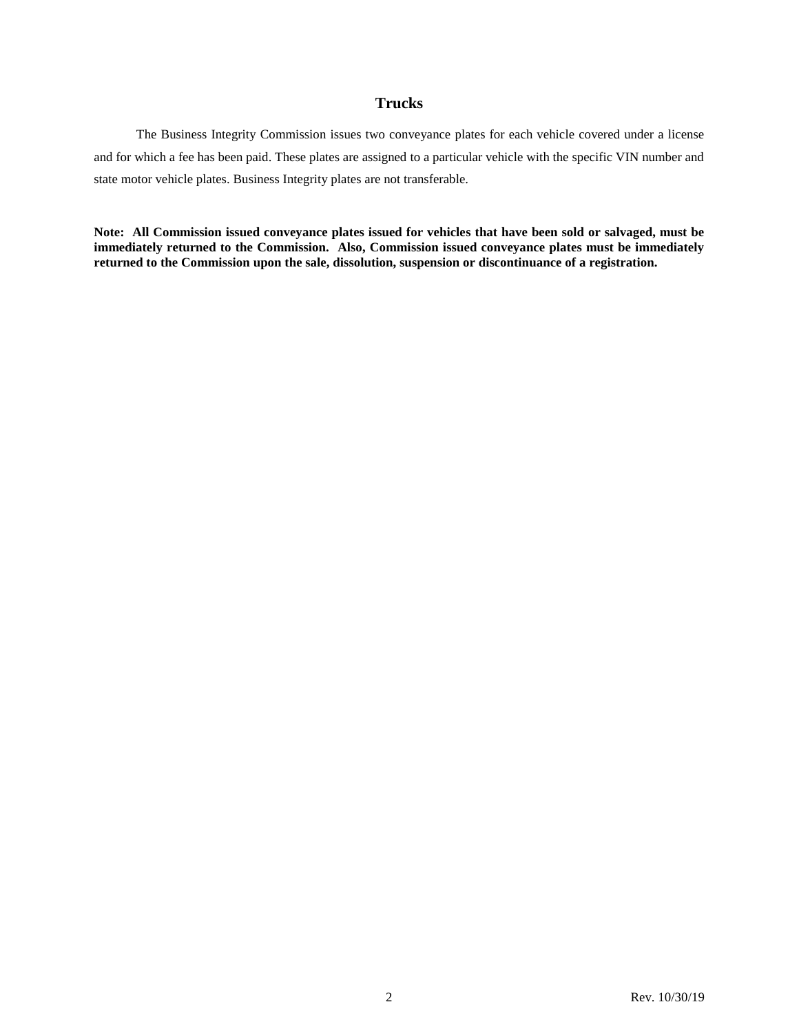## Trucks

The Business Integrity Commission issues two conveyance plates for each vehicle covered under a license and for which a fee has been paid. These plates are assigned to a particular vehicle with the specific VIN number and state motor vehicle plates. Business Integrity plates are not transferable.

**Note: All Commission issued conveyance plates issued for vehicles that have been sold or salvaged, must be immediately returned to the Commission. Also, Commission issued conveyance plates must be immediately returned to the Commission upon the sale, dissolution, suspension or discontinuance of a registration.**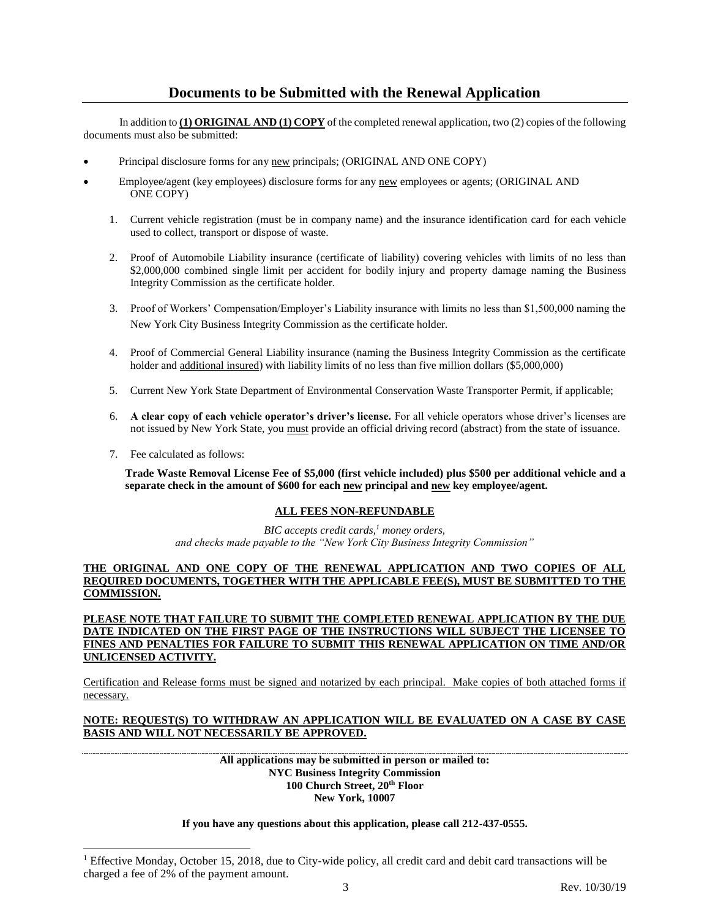## Documents to be Submitted with the Renewal Application

In addition to **(1) ORIGINAL AND (1) COPY** of the completed renewal application, two (2) copies of the following documents must also be submitted:

- Principal disclosure forms for any new principals; (ORIGINAL AND ONE COPY)
- Employee/agent (key employees) disclosure forms for any new employees or agents; (ORIGINAL AND ONE COPY)

1. Current vehicle registration (must be in company name) and the insurance identification card for each vehicle used to collect, transport or dispose of waste.
2. Proof of Automobile Liability insurance (certificate of liability) covering vehicles with limits of no less than $2,000,000 combined single limit per accident for bodily injury and property damage naming the Business Integrity Commission as the certificate holder.
3. Proof of Workers' Compensation/Employer's Liability insurance with limits no less than $1,500,000 naming the New York City Business Integrity Commission as the certificate holder.
4. Proof of Commercial General Liability insurance (naming the Business Integrity Commission as the certificate holder and additional insured) with liability limits of no less than five million dollars ($5,000,000)
5. Current New York State Department of Environmental Conservation Waste Transporter Permit, if applicable;
6. **A clear copy of each vehicle operator's driver's license.** For all vehicle operators whose driver's licenses are not issued by New York State, you must provide an official driving record (abstract) from the state of issuance.
7. Fee calculated as follows:

   **Trade Waste Removal License Fee of $5,000 (first vehicle included) plus $500 per additional vehicle and a separate check in the amount of $600 for each new principal and new key employee/agent.**

**ALL FEES NON-REFUNDABLE**

*BIC accepts credit cards,[1] money orders, and checks made payable to the "New York City Business Integrity Commission"*

**THE ORIGINAL AND ONE COPY OF THE RENEWAL APPLICATION AND TWO COPIES OF ALL REQUIRED DOCUMENTS, TOGETHER WITH THE APPLICABLE FEE(S), MUST BE SUBMITTED TO THE COMMISSION.**

**PLEASE NOTE THAT FAILURE TO SUBMIT THE COMPLETED RENEWAL APPLICATION BY THE DUE DATE INDICATED ON THE FIRST PAGE OF THE INSTRUCTIONS WILL SUBJECT THE LICENSEE TO FINES AND PENALTIES FOR FAILURE TO SUBMIT THIS RENEWAL APPLICATION ON TIME AND/OR UNLICENSED ACTIVITY.**

Certification and Release forms must be signed and notarized by each principal. Make copies of both attached forms if necessary.

**NOTE: REQUEST(S) TO WITHDRAW AN APPLICATION WILL BE EVALUATED ON A CASE BY CASE BASIS AND WILL NOT NECESSARILY BE APPROVED.**

---

**All applications may be submitted in person or mailed to:**
**NYC Business Integrity Commission**
**100 Church Street, 20th Floor**
**New York, 10007**

**If you have any questions about this application, please call 212-437-0555.**

[1] Effective Monday, October 15, 2018, due to City-wide policy, all credit card and debit card transactions will be charged a fee of 2% of the payment amount.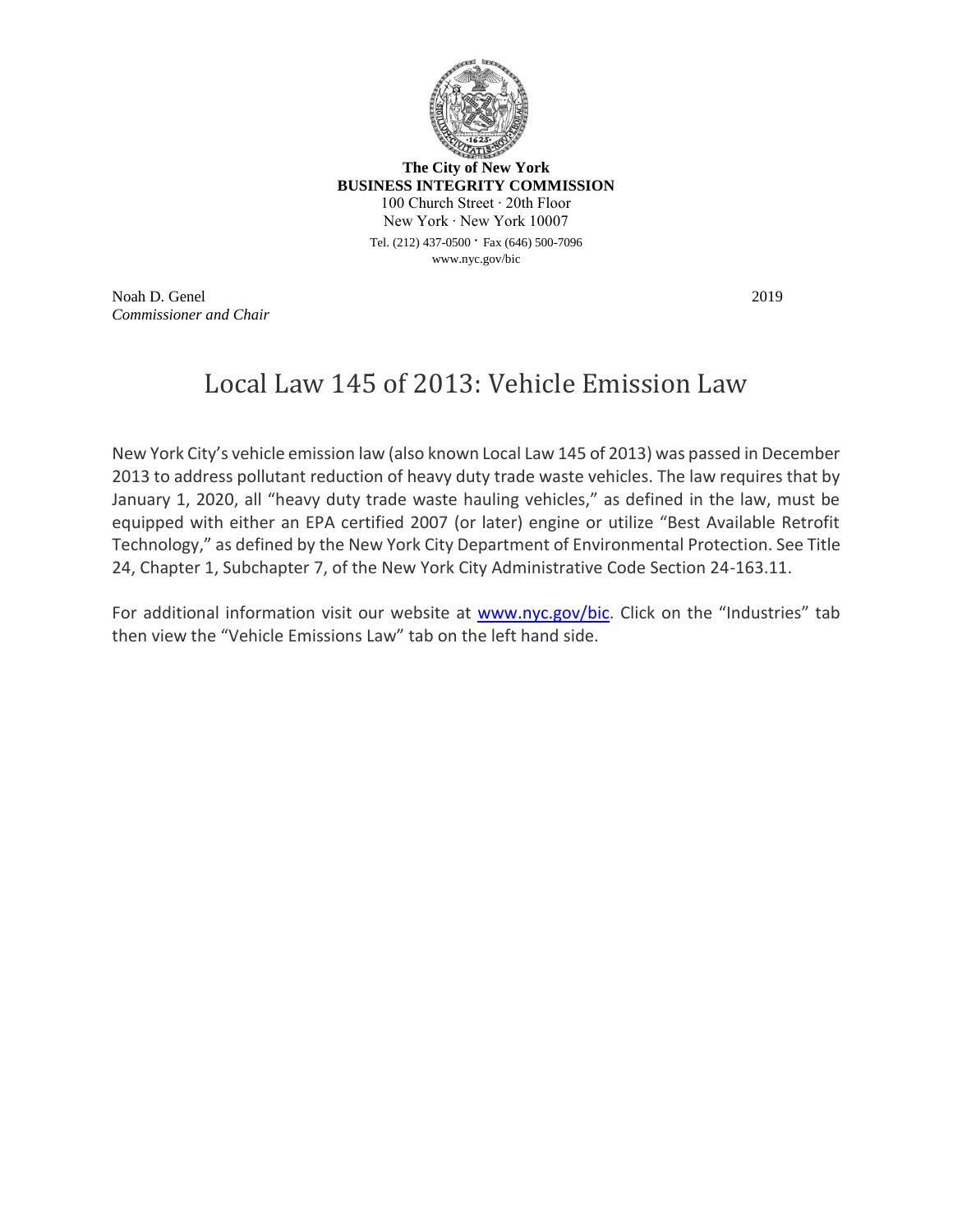**The City of New York**
**BUSINESS INTEGRITY COMMISSION**
100 Church Street · 20th Floor
New York · New York 10007
Tel. (212) 437-0500 · Fax (646) 500-7096
www.nyc.gov/bic

Noah D. Genel
*Commissioner and Chair*

2019

# Local Law 145 of 2013: Vehicle Emission Law

New York City's vehicle emission law (also known Local Law 145 of 2013) was passed in December 2013 to address pollutant reduction of heavy duty trade waste vehicles. The law requires that by January 1, 2020, all "heavy duty trade waste hauling vehicles," as defined in the law, must be equipped with either an EPA certified 2007 (or later) engine or utilize "Best Available Retrofit Technology," as defined by the New York City Department of Environmental Protection. See Title 24, Chapter 1, Subchapter 7, of the New York City Administrative Code Section 24-163.11.

For additional information visit our website at [www.nyc.gov/bic](http://www.nyc.gov/bic). Click on the "Industries" tab then view the "Vehicle Emissions Law" tab on the left hand side.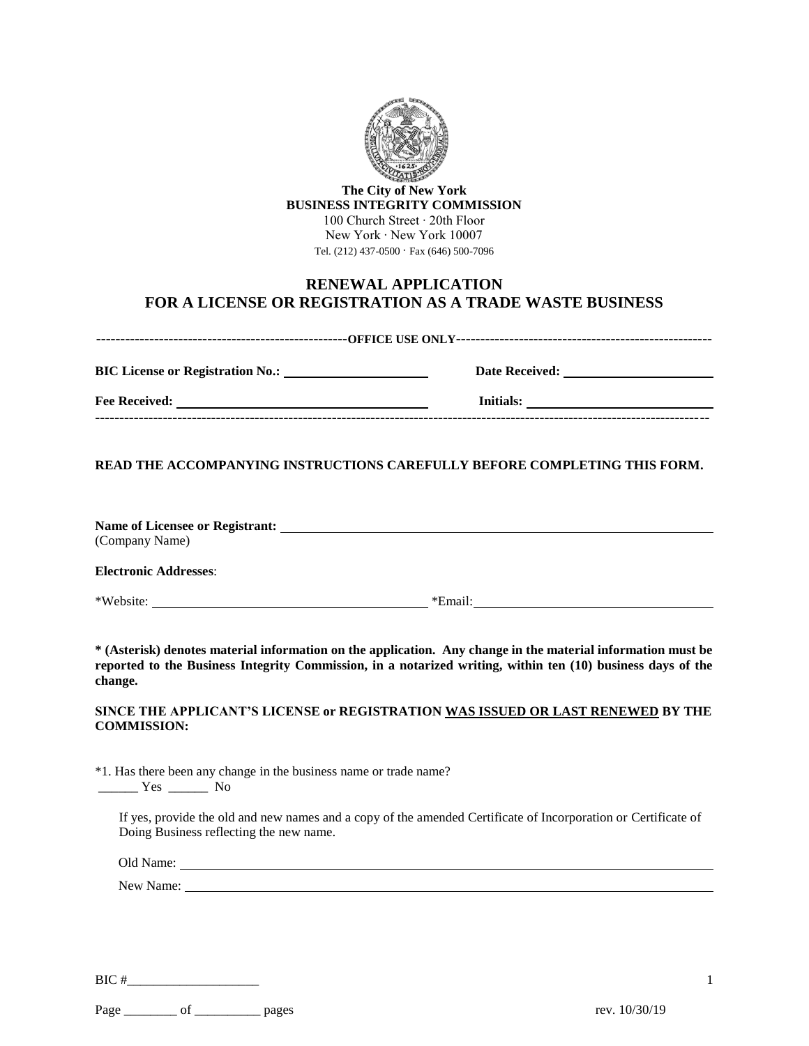**The City of New York**
**BUSINESS INTEGRITY COMMISSION**
100 Church Street · 20th Floor
New York · New York 10007
Tel. (212) 437-0500 · Fax (646) 500-7096

# RENEWAL APPLICATION FOR A LICENSE OR REGISTRATION AS A TRADE WASTE BUSINESS

---------------------------------------------------**OFFICE USE ONLY**---------------------------------------------------

**BIC License or Registration No.:** ______________________ **Date Received:** ______________________

**Fee Received:** ______________________ **Initials:** ______________________

--------------------------------------------------------------------------------------------------------------------------

**READ THE ACCOMPANYING INSTRUCTIONS CAREFULLY BEFORE COMPLETING THIS FORM.**

**Name of Licensee or Registrant:** ______________________
(Company Name)

**Electronic Addresses**:

*Website: ______________________ *Email: ______________________

**\* (Asterisk) denotes material information on the application. Any change in the material information must be reported to the Business Integrity Commission, in a notarized writing, within ten (10) business days of the change.**

**SINCE THE APPLICANT'S LICENSE or REGISTRATION WAS ISSUED OR LAST RENEWED BY THE COMMISSION:**

*1. Has there been any change in the business name or trade name?
______ Yes ______ No

If yes, provide the old and new names and a copy of the amended Certificate of Incorporation or Certificate of Doing Business reflecting the new name.

Old Name: ______________________

New Name: ______________________

BIC #____________________

Page ________ of __________ pages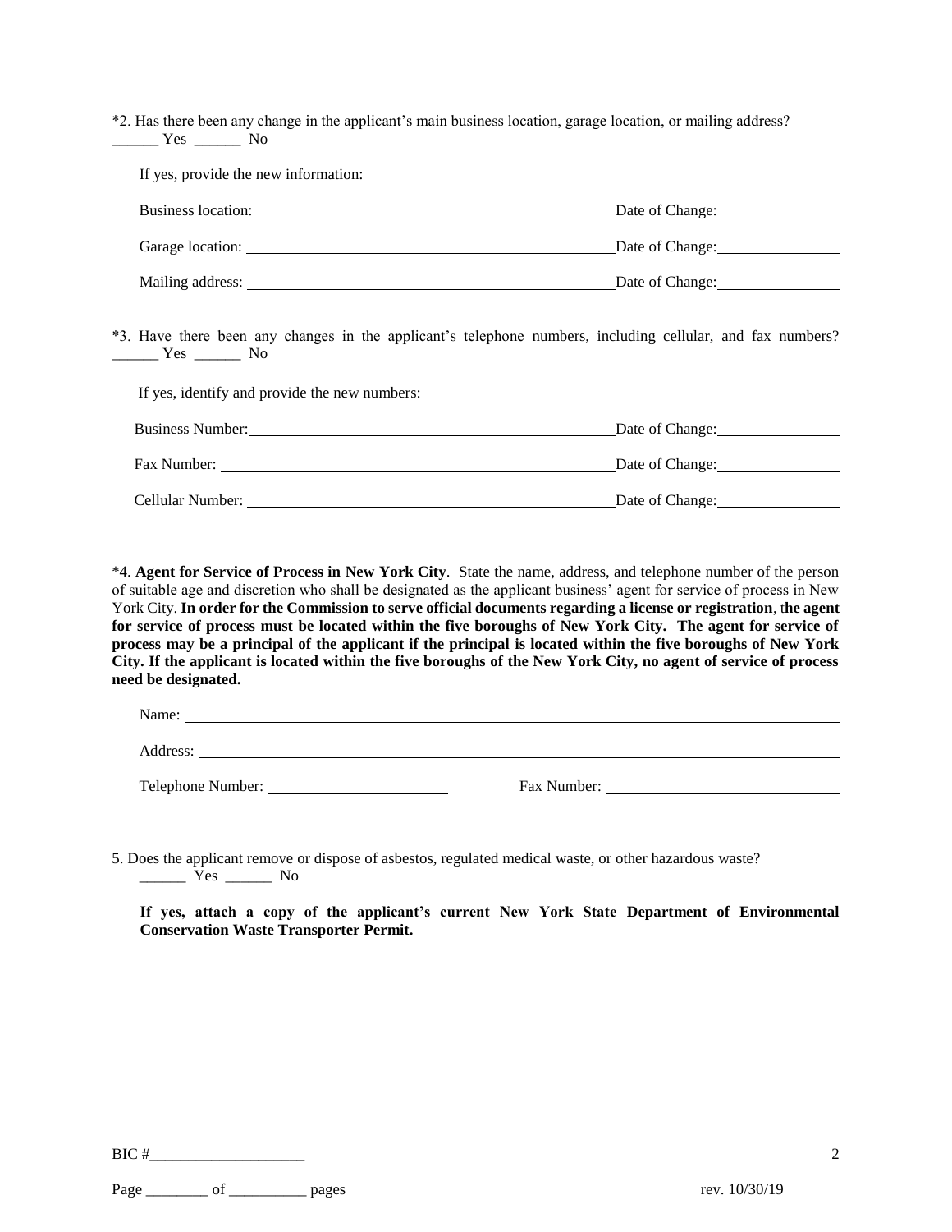*2. Has there been any change in the applicant's main business location, garage location, or mailing address?
______ Yes ______ No

If yes, provide the new information:

Business location: ______________________________________________ Date of Change: ________________

Garage location: ______________________________________________ Date of Change: ________________

Mailing address: ______________________________________________ Date of Change: ________________

*3. Have there been any changes in the applicant's telephone numbers, including cellular, and fax numbers?
______ Yes ______ No

If yes, identify and provide the new numbers:

Business Number: ______________________________________________ Date of Change: ________________

Fax Number: ______________________________________________ Date of Change: ________________

Cellular Number: ______________________________________________ Date of Change: ________________

*4. **Agent for Service of Process in New York City**. State the name, address, and telephone number of the person of suitable age and discretion who shall be designated as the applicant business' agent for service of process in New York City. **In order for the Commission to serve official documents regarding a license or registration**, t**he agent for service of process must be located within the five boroughs of New York City. The agent for service of process may be a principal of the applicant if the principal is located within the five boroughs of New York City. If the applicant is located within the five boroughs of the New York City, no agent of service of process need be designated.**

Name: ______________________________________________________________________________

Address: ____________________________________________________________________________

Telephone Number: ________________________ Fax Number: ______________________________

5. Does the applicant remove or dispose of asbestos, regulated medical waste, or other hazardous waste?
______ Yes ______ No

**If yes, attach a copy of the applicant's current New York State Department of Environmental Conservation Waste Transporter Permit.**

BIC #____________________

Page ________ of __________ pages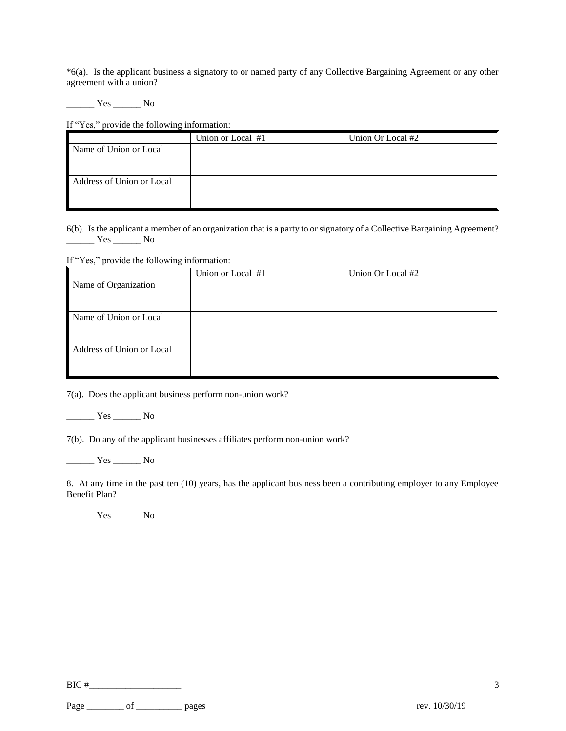*6(a). Is the applicant business a signatory to or named party of any Collective Bargaining Agreement or any other agreement with a union?

______ Yes ______ No

If "Yes," provide the following information:

| | Union or Local #1 | Union Or Local #2 |
|---|---|---|
| Name of Union or Local | | |
| Address of Union or Local | | |

6(b). Is the applicant a member of an organization that is a party to or signatory of a Collective Bargaining Agreement?
______ Yes ______ No

If "Yes," provide the following information:

| | Union or Local #1 | Union Or Local #2 |
|---|---|---|
| Name of Organization | | |
| Name of Union or Local | | |
| Address of Union or Local | | |

7(a). Does the applicant business perform non-union work?

______ Yes ______ No

7(b). Do any of the applicant businesses affiliates perform non-union work?

______ Yes ______ No

8. At any time in the past ten (10) years, has the applicant business been a contributing employer to any Employee Benefit Plan?

______ Yes ______ No

BIC #____________________

Page ________ of __________ pages

rev. 10/30/19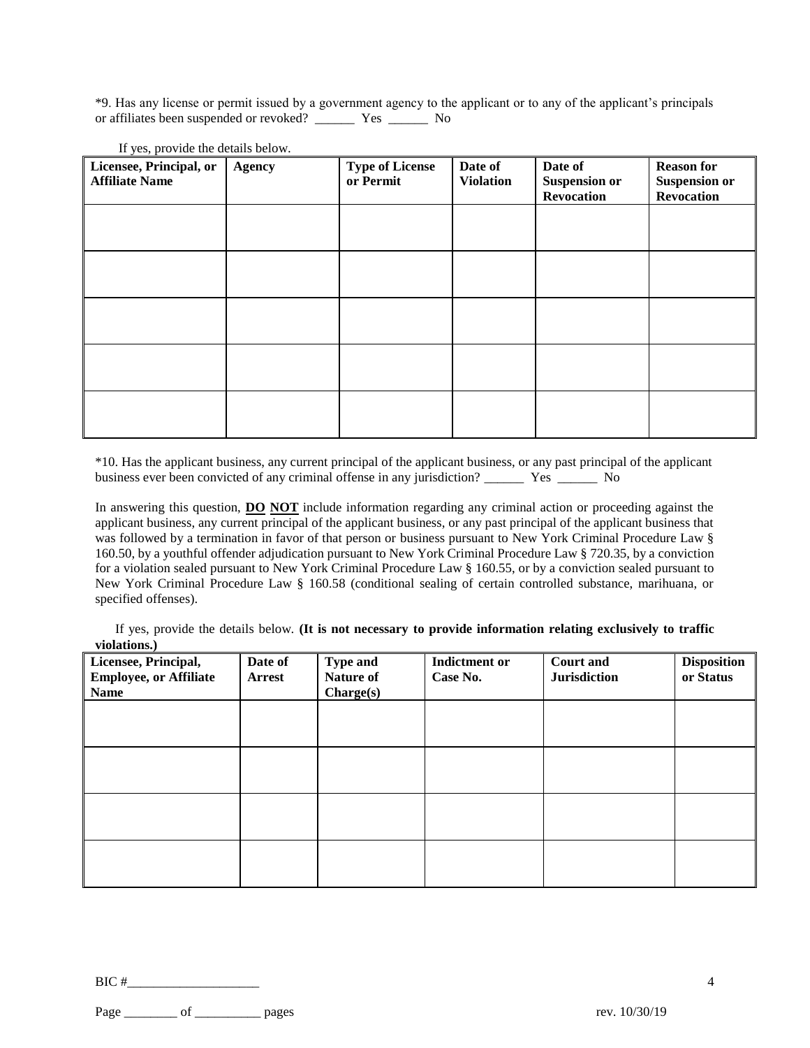*9. Has any license or permit issued by a government agency to the applicant or to any of the applicant's principals or affiliates been suspended or revoked? ______ Yes ______ No

If yes, provide the details below.

| Licensee, Principal, or Affiliate Name | Agency | Type of License or Permit | Date of Violation | Date of Suspension or Revocation | Reason for Suspension or Revocation |
|---|---|---|---|---|---|
| | | | | | |
| | | | | | |
| | | | | | |
| | | | | | |
| | | | | | |

*10. Has the applicant business, any current principal of the applicant business, or any past principal of the applicant business ever been convicted of any criminal offense in any jurisdiction? ______ Yes ______ No

In answering this question, **DO NOT** include information regarding any criminal action or proceeding against the applicant business, any current principal of the applicant business, or any past principal of the applicant business that was followed by a termination in favor of that person or business pursuant to New York Criminal Procedure Law § 160.50, by a youthful offender adjudication pursuant to New York Criminal Procedure Law § 720.35, by a conviction for a violation sealed pursuant to New York Criminal Procedure Law § 160.55, or by a conviction sealed pursuant to New York Criminal Procedure Law § 160.58 (conditional sealing of certain controlled substance, marihuana, or specified offenses).

If yes, provide the details below. **(It is not necessary to provide information relating exclusively to traffic violations.)**

| Licensee, Principal, Employee, or Affiliate Name | Date of Arrest | Type and Nature of Charge(s) | Indictment or Case No. | Court and Jurisdiction | Disposition or Status |
|---|---|---|---|---|---|
| | | | | | |
| | | | | | |
| | | | | | |
| | | | | | |

BIC #____________________

Page ________ of __________ pages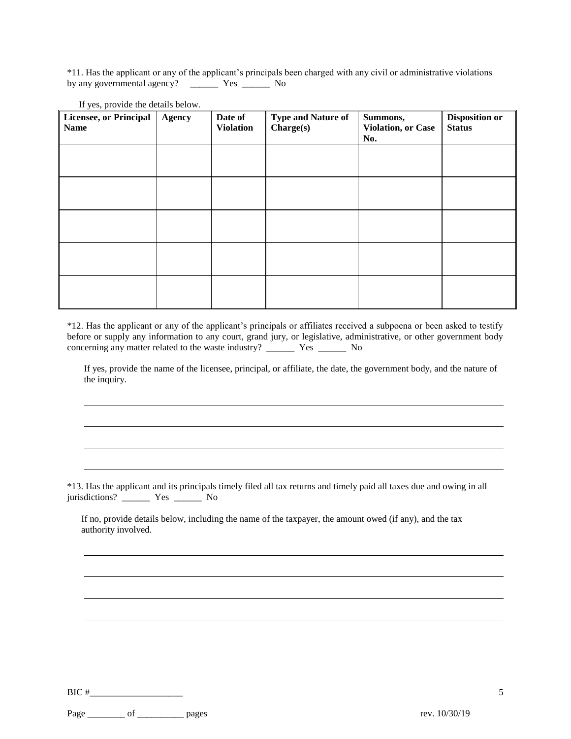*11. Has the applicant or any of the applicant's principals been charged with any civil or administrative violations by any governmental agency? ______ Yes ______ No

If yes, provide the details below.

| Licensee, or Principal Name | Agency | Date of Violation | Type and Nature of Charge(s) | Summons, Violation, or Case No. | Disposition or Status |
|---|---|---|---|---|---|
| | | | | | |
| | | | | | |
| | | | | | |
| | | | | | |
| | | | | | |

*12. Has the applicant or any of the applicant's principals or affiliates received a subpoena or been asked to testify before or supply any information to any court, grand jury, or legislative, administrative, or other government body concerning any matter related to the waste industry? ______ Yes ______ No

If yes, provide the name of the licensee, principal, or affiliate, the date, the government body, and the nature of the inquiry.

___________________________________________________________________________

___________________________________________________________________________

___________________________________________________________________________

___________________________________________________________________________

*13. Has the applicant and its principals timely filed all tax returns and timely paid all taxes due and owing in all jurisdictions? ______ Yes ______ No

If no, provide details below, including the name of the taxpayer, the amount owed (if any), and the tax authority involved.

___________________________________________________________________________

___________________________________________________________________________

___________________________________________________________________________

___________________________________________________________________________

BIC #____________________

Page ________ of __________ pages

rev. 10/30/19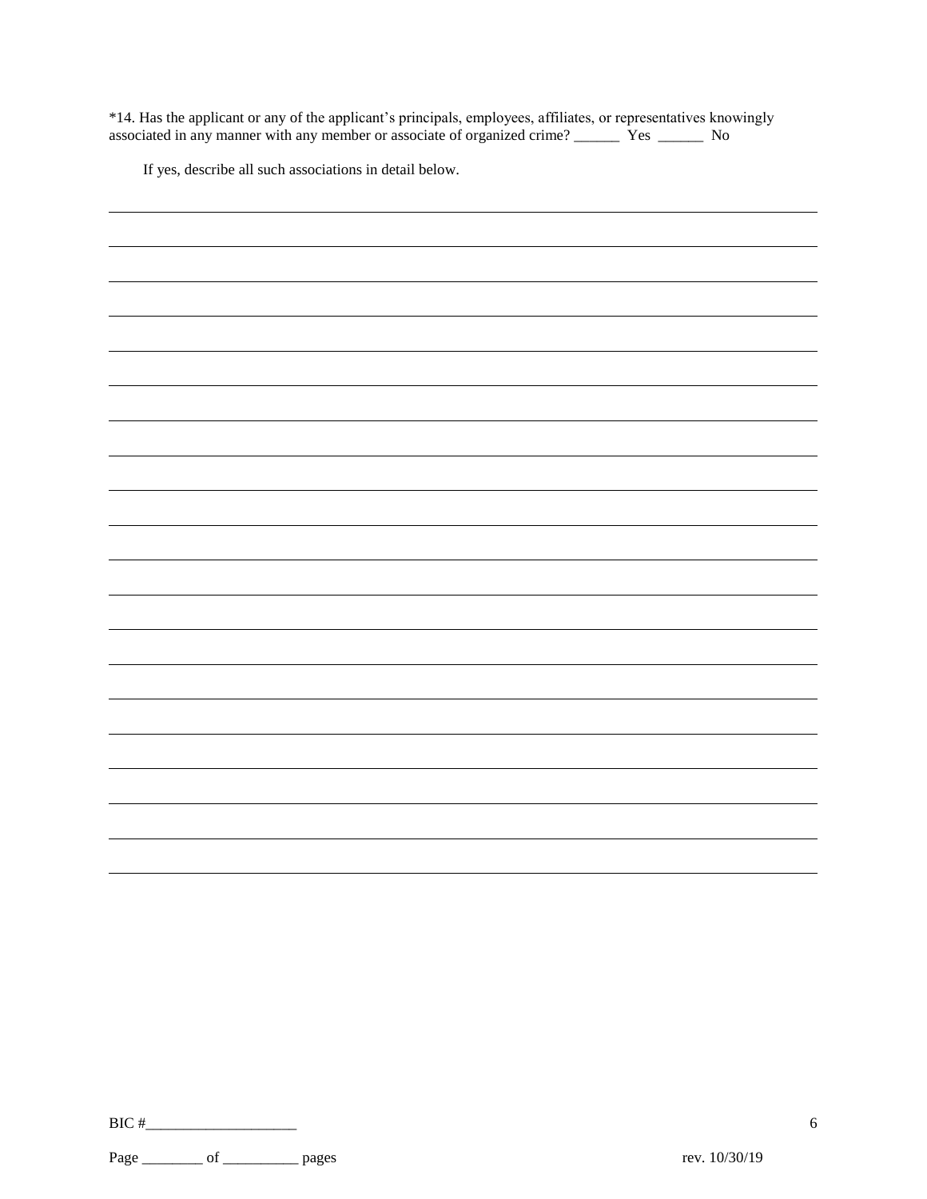*14. Has the applicant or any of the applicant's principals, employees, affiliates, or representatives knowingly associated in any manner with any member or associate of organized crime? ______ Yes ______ No

If yes, describe all such associations in detail below.

______________________________________________________________________________

______________________________________________________________________________

______________________________________________________________________________

______________________________________________________________________________

______________________________________________________________________________

______________________________________________________________________________

______________________________________________________________________________

______________________________________________________________________________

______________________________________________________________________________

______________________________________________________________________________

______________________________________________________________________________

______________________________________________________________________________

______________________________________________________________________________

______________________________________________________________________________

______________________________________________________________________________

______________________________________________________________________________

______________________________________________________________________________

______________________________________________________________________________

______________________________________________________________________________

BIC #____________________

Page ________ of __________ pages

rev. 10/30/19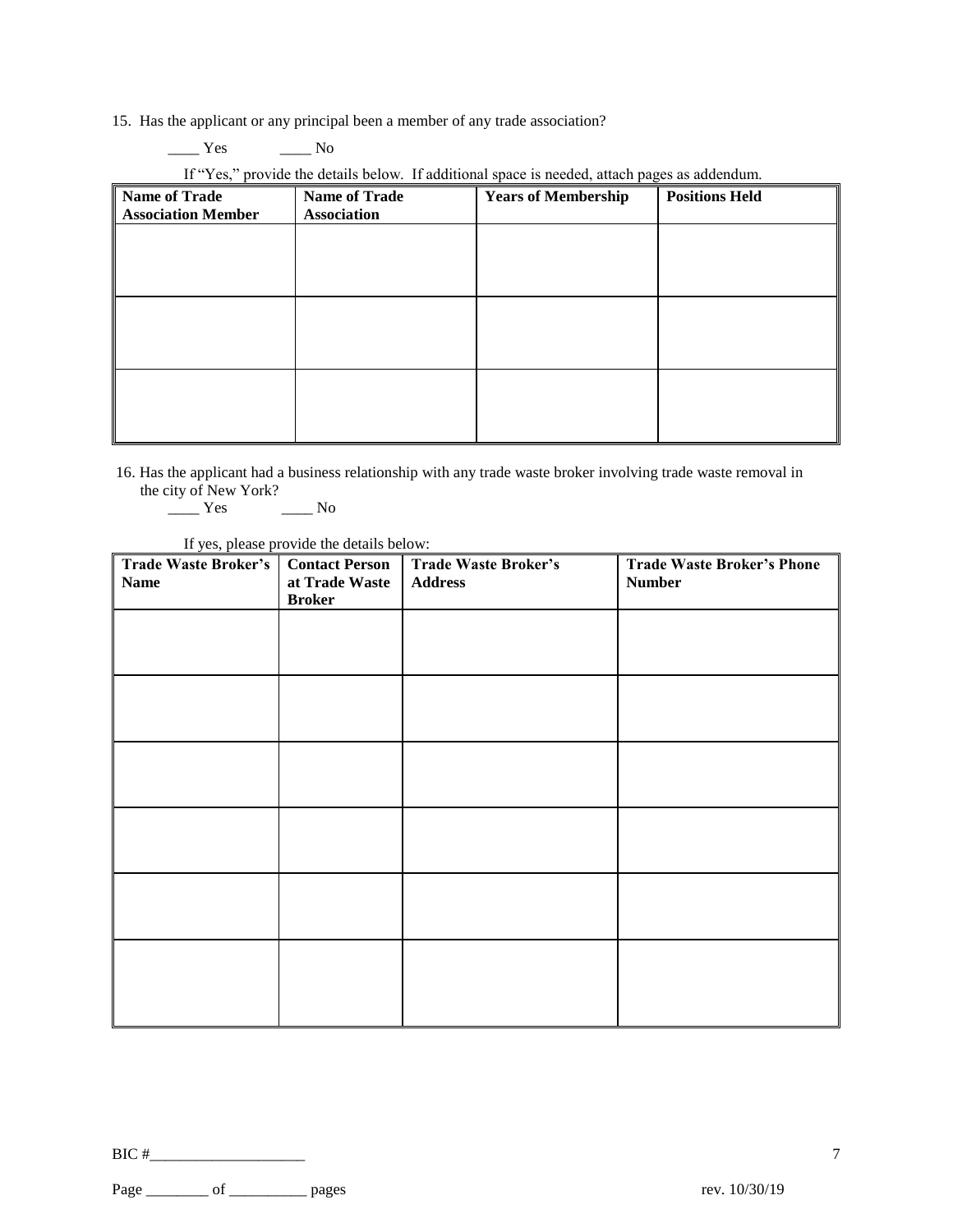15. Has the applicant or any principal been a member of any trade association?

____ Yes ____ No

If "Yes," provide the details below. If additional space is needed, attach pages as addendum.

| Name of Trade Association Member | Name of Trade Association | Years of Membership | Positions Held |
|---|---|---|---|
| | | | |
| | | | |
| | | | |

16. Has the applicant had a business relationship with any trade waste broker involving trade waste removal in the city of New York?

____ Yes ____ No

If yes, please provide the details below:

| Trade Waste Broker's Name | Contact Person at Trade Waste Broker | Trade Waste Broker's Address | Trade Waste Broker's Phone Number |
|---|---|---|---|
| | | | |
| | | | |
| | | | |
| | | | |
| | | | |
| | | | |

BIC #____________________

Page ________ of __________ pages

rev. 10/30/19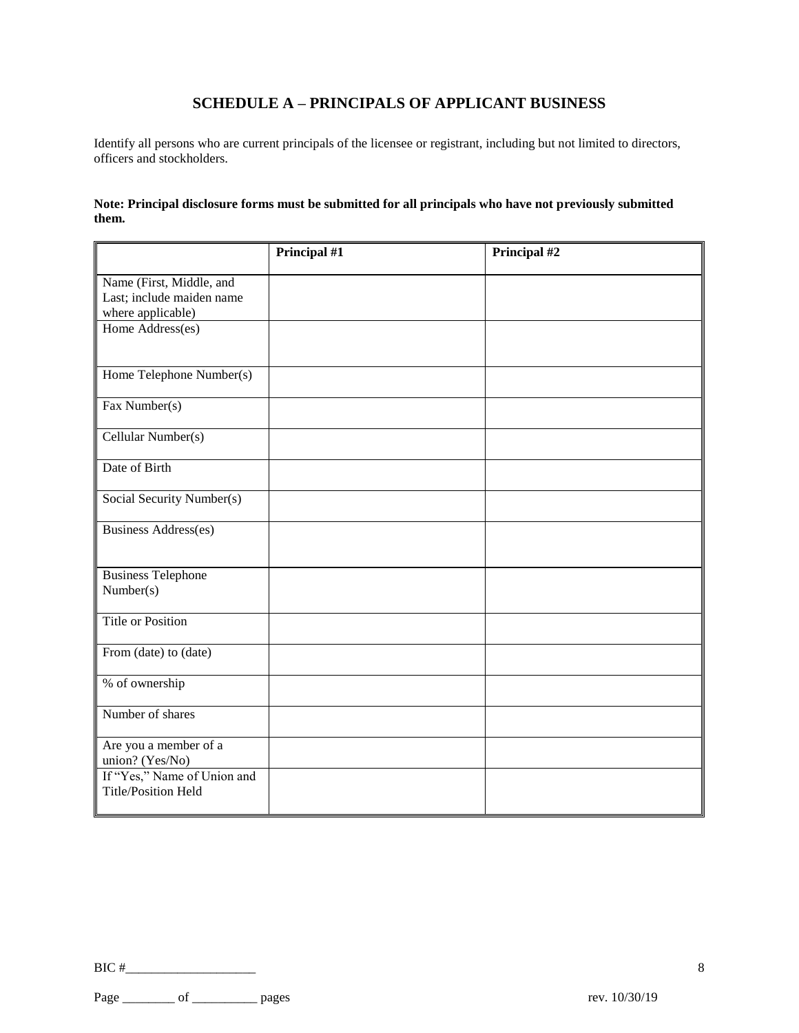## SCHEDULE A – PRINCIPALS OF APPLICANT BUSINESS

Identify all persons who are current principals of the licensee or registrant, including but not limited to directors, officers and stockholders.

**Note: Principal disclosure forms must be submitted for all principals who have not previously submitted them.**

| | **Principal #1** | **Principal #2** |
|---|---|---|
| Name (First, Middle, and Last; include maiden name where applicable) | | |
| Home Address(es) | | |
| Home Telephone Number(s) | | |
| Fax Number(s) | | |
| Cellular Number(s) | | |
| Date of Birth | | |
| Social Security Number(s) | | |
| Business Address(es) | | |
| Business Telephone Number(s) | | |
| Title or Position | | |
| From (date) to (date) | | |
| % of ownership | | |
| Number of shares | | |
| Are you a member of a union? (Yes/No) | | |
| If "Yes," Name of Union and Title/Position Held | | |

BIC #____________________

Page ________ of __________ pages

rev. 10/30/19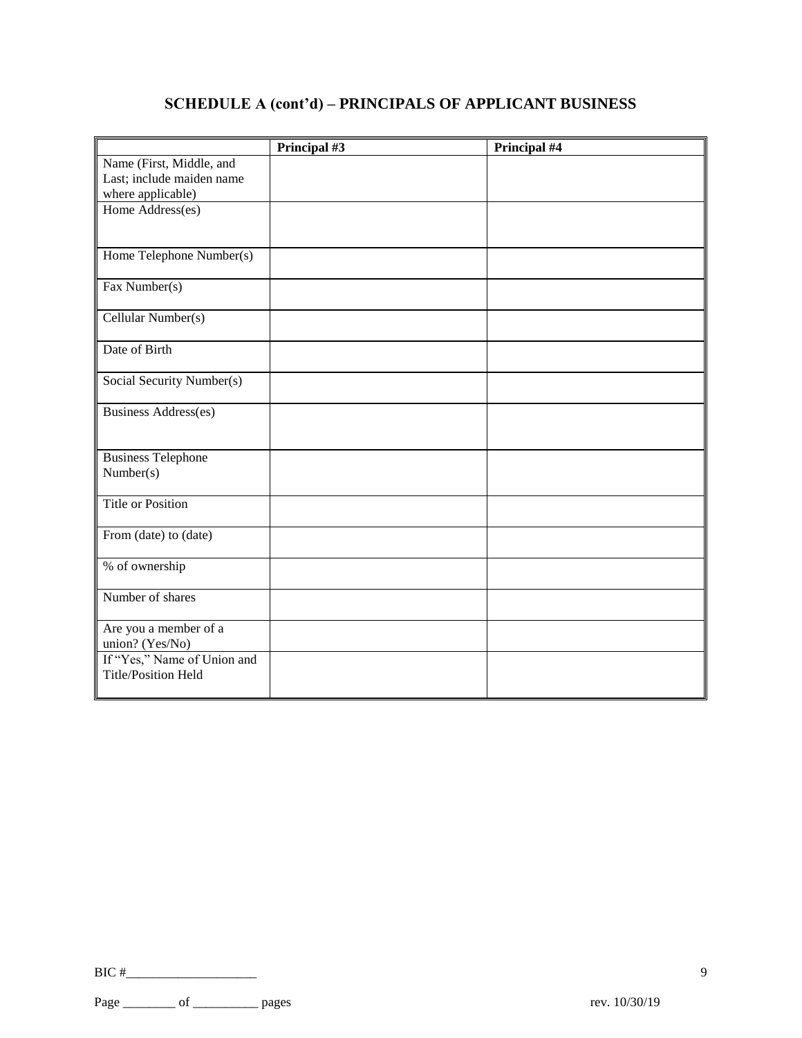## SCHEDULE A (cont'd) – PRINCIPALS OF APPLICANT BUSINESS

| | Principal #3 | Principal #4 |
|---|---|---|
| Name (First, Middle, and Last; include maiden name where applicable) | | |
| Home Address(es) | | |
| Home Telephone Number(s) | | |
| Fax Number(s) | | |
| Cellular Number(s) | | |
| Date of Birth | | |
| Social Security Number(s) | | |
| Business Address(es) | | |
| Business Telephone Number(s) | | |
| Title or Position | | |
| From (date) to (date) | | |
| % of ownership | | |
| Number of shares | | |
| Are you a member of a union? (Yes/No) | | |
| If "Yes," Name of Union and Title/Position Held | | |

BIC #____________________

Page ________ of __________ pages

rev. 10/30/19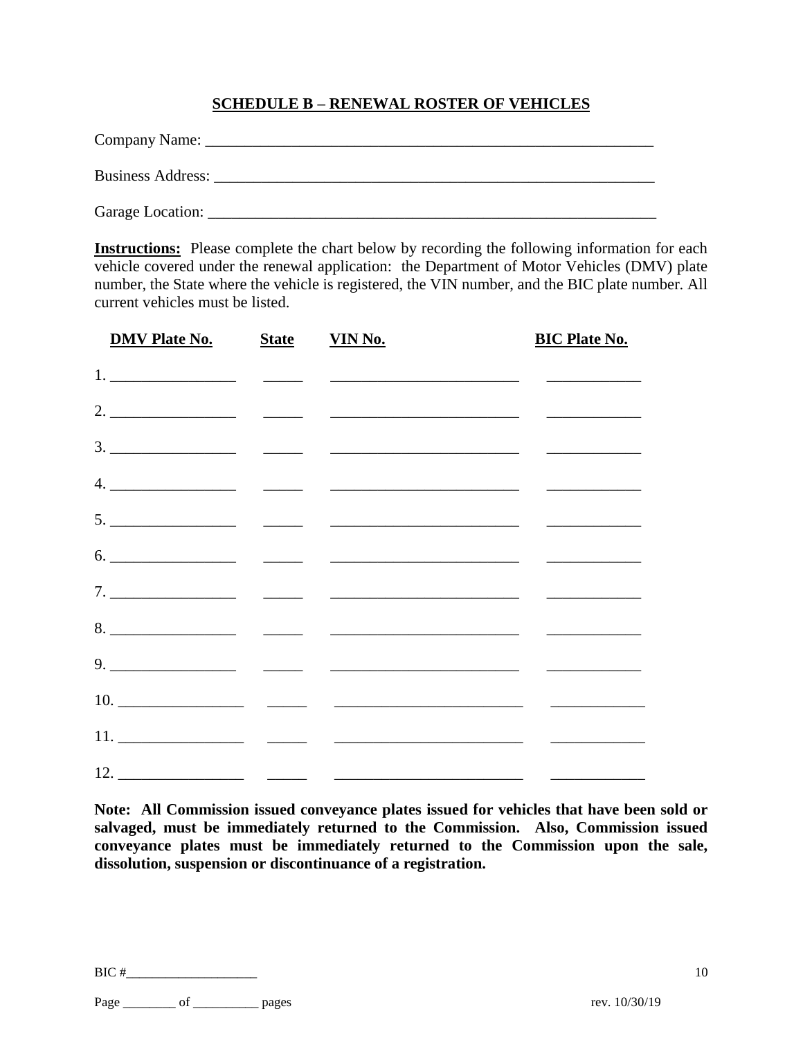## SCHEDULE B – RENEWAL ROSTER OF VEHICLES

Company Name: ___________________________________________________________

Business Address: _________________________________________________________

Garage Location: __________________________________________________________

**Instructions:** Please complete the chart below by recording the following information for each vehicle covered under the renewal application: the Department of Motor Vehicles (DMV) plate number, the State where the vehicle is registered, the VIN number, and the BIC plate number. All current vehicles must be listed.

| DMV Plate No. | State | VIN No. | BIC Plate No. |
|---|---|---|---|
| 1. ________________ | _____ | ________________________ | ____________ |
| 2. ________________ | _____ | ________________________ | ____________ |
| 3. ________________ | _____ | ________________________ | ____________ |
| 4. ________________ | _____ | ________________________ | ____________ |
| 5. ________________ | _____ | ________________________ | ____________ |
| 6. ________________ | _____ | ________________________ | ____________ |
| 7. ________________ | _____ | ________________________ | ____________ |
| 8. ________________ | _____ | ________________________ | ____________ |
| 9. ________________ | _____ | ________________________ | ____________ |
| 10. ________________ | _____ | ________________________ | ____________ |
| 11. ________________ | _____ | ________________________ | ____________ |
| 12. ________________ | _____ | ________________________ | ____________ |

**Note: All Commission issued conveyance plates issued for vehicles that have been sold or salvaged, must be immediately returned to the Commission. Also, Commission issued conveyance plates must be immediately returned to the Commission upon the sale, dissolution, suspension or discontinuance of a registration.**

BIC #___________________

Page ________ of __________ pages

rev. 10/30/19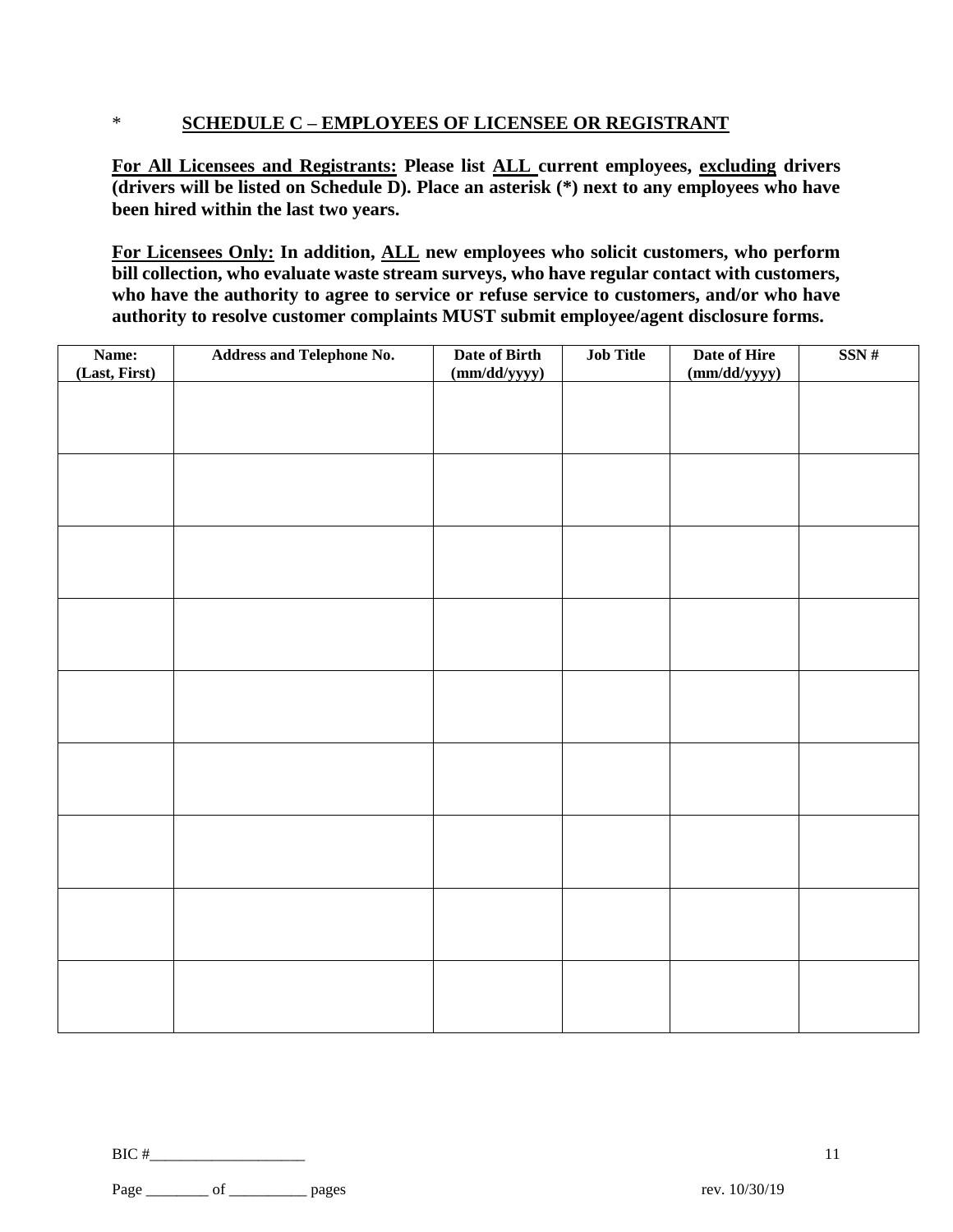## * SCHEDULE C – EMPLOYEES OF LICENSEE OR REGISTRANT

**For All Licensees and Registrants: Please list ALL current employees, excluding drivers (drivers will be listed on Schedule D). Place an asterisk (*) next to any employees who have been hired within the last two years.**

**For Licensees Only: In addition, ALL new employees who solicit customers, who perform bill collection, who evaluate waste stream surveys, who have regular contact with customers, who have the authority to agree to service or refuse service to customers, and/or who have authority to resolve customer complaints MUST submit employee/agent disclosure forms.**

| Name: (Last, First) | Address and Telephone No. | Date of Birth (mm/dd/yyyy) | Job Title | Date of Hire (mm/dd/yyyy) | SSN # |
|---|---|---|---|---|---|
| | | | | | |
| | | | | | |
| | | | | | |
| | | | | | |
| | | | | | |
| | | | | | |
| | | | | | |
| | | | | | |
| | | | | | |

BIC #____________________

Page ________ of __________ pages

rev. 10/30/19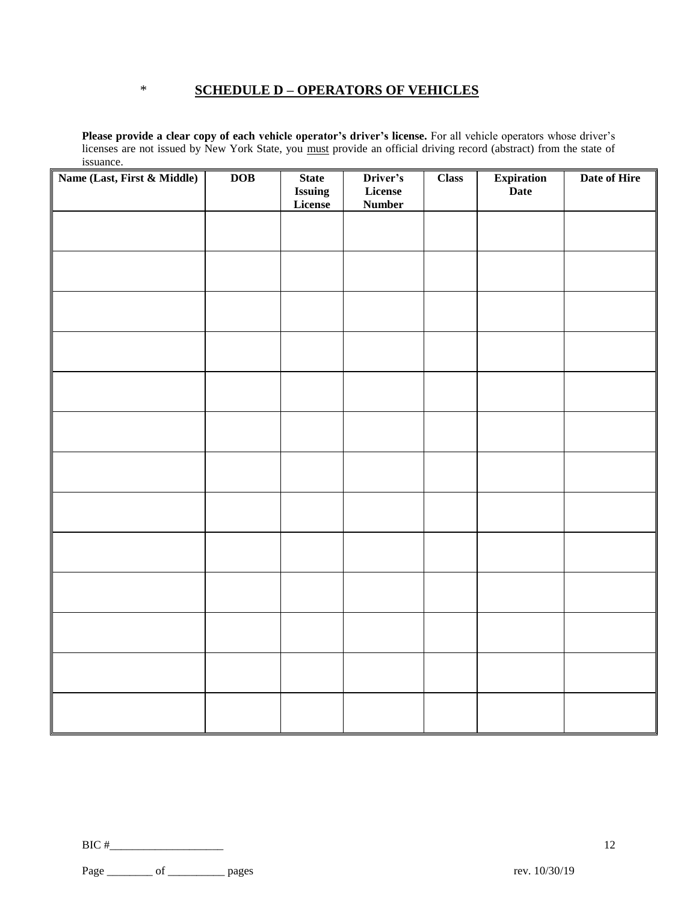## * SCHEDULE D – OPERATORS OF VEHICLES

**Please provide a clear copy of each vehicle operator's driver's license.** For all vehicle operators whose driver's licenses are not issued by New York State, you must provide an official driving record (abstract) from the state of issuance.

| Name (Last, First & Middle) | DOB | State Issuing License | Driver's License Number | Class | Expiration Date | Date of Hire |
|---|---|---|---|---|---|---|
| | | | | | | |
| | | | | | | |
| | | | | | | |
| | | | | | | |
| | | | | | | |
| | | | | | | |
| | | | | | | |
| | | | | | | |
| | | | | | | |
| | | | | | | |
| | | | | | | |
| | | | | | | |
| | | | | | | |

BIC #____________________

Page ________ of __________ pages

rev. 10/30/19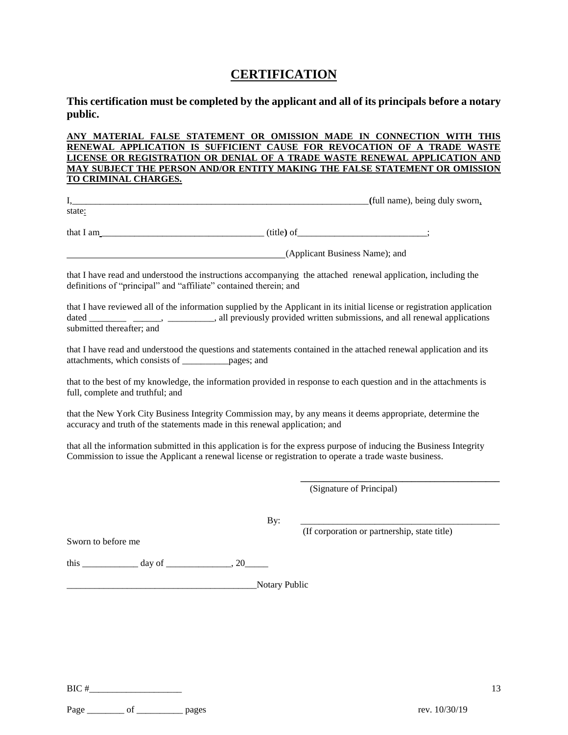# CERTIFICATION

**This certification must be completed by the applicant and all of its principals before a notary public.**

**ANY MATERIAL FALSE STATEMENT OR OMISSION MADE IN CONNECTION WITH THIS RENEWAL APPLICATION IS SUFFICIENT CAUSE FOR REVOCATION OF A TRADE WASTE LICENSE OR REGISTRATION OR DENIAL OF A TRADE WASTE RENEWAL APPLICATION AND MAY SUBJECT THE PERSON AND/OR ENTITY MAKING THE FALSE STATEMENT OR OMISSION TO CRIMINAL CHARGES.**

I,_________________________________________________________________(full name), being duly sworn, state:

that I am__________________________________ (title) of___________________________;

_______________________________________________(Applicant Business Name); and

that I have read and understood the instructions accompanying the attached renewal application, including the definitions of "principal" and "affiliate" contained therein; and

that I have reviewed all of the information supplied by the Applicant in its initial license or registration application dated ________ ______, __________, all previously provided written submissions, and all renewal applications submitted thereafter; and

that I have read and understood the questions and statements contained in the attached renewal application and its attachments, which consists of __________pages; and

that to the best of my knowledge, the information provided in response to each question and in the attachments is full, complete and truthful; and

that the New York City Business Integrity Commission may, by any means it deems appropriate, determine the accuracy and truth of the statements made in this renewal application; and

that all the information submitted in this application is for the express purpose of inducing the Business Integrity Commission to issue the Applicant a renewal license or registration to operate a trade waste business.

_____________________________________________
(Signature of Principal)

By: _____________________________________________
(If corporation or partnership, state title)

Sworn to before me

this ____________ day of ______________, 20_____

_________________________________________Notary Public

BIC #____________________

Page ________ of __________ pages

rev. 10/30/19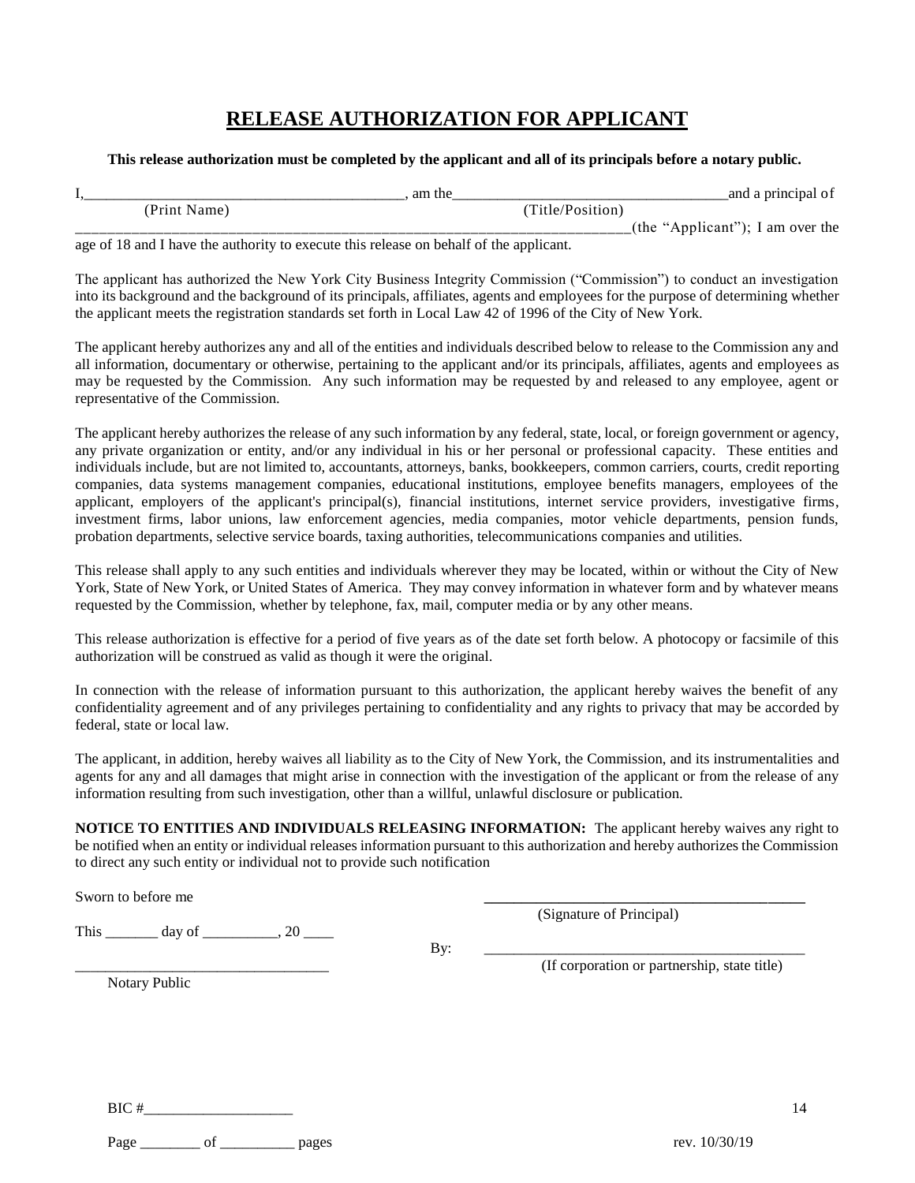# RELEASE AUTHORIZATION FOR APPLICANT

**This release authorization must be completed by the applicant and all of its principals before a notary public.**

I,__________________________________________, am the____________________________________and a principal of
(Print Name) (Title/Position)
_____________________________________________________________________________(the "Applicant"); I am over the age of 18 and I have the authority to execute this release on behalf of the applicant.

The applicant has authorized the New York City Business Integrity Commission ("Commission") to conduct an investigation into its background and the background of its principals, affiliates, agents and employees for the purpose of determining whether the applicant meets the registration standards set forth in Local Law 42 of 1996 of the City of New York.

The applicant hereby authorizes any and all of the entities and individuals described below to release to the Commission any and all information, documentary or otherwise, pertaining to the applicant and/or its principals, affiliates, agents and employees as may be requested by the Commission. Any such information may be requested by and released to any employee, agent or representative of the Commission.

The applicant hereby authorizes the release of any such information by any federal, state, local, or foreign government or agency, any private organization or entity, and/or any individual in his or her personal or professional capacity. These entities and individuals include, but are not limited to, accountants, attorneys, banks, bookkeepers, common carriers, courts, credit reporting companies, data systems management companies, educational institutions, employee benefits managers, employees of the applicant, employers of the applicant's principal(s), financial institutions, internet service providers, investigative firms, investment firms, labor unions, law enforcement agencies, media companies, motor vehicle departments, pension funds, probation departments, selective service boards, taxing authorities, telecommunications companies and utilities.

This release shall apply to any such entities and individuals wherever they may be located, within or without the City of New York, State of New York, or United States of America. They may convey information in whatever form and by whatever means requested by the Commission, whether by telephone, fax, mail, computer media or by any other means.

This release authorization is effective for a period of five years as of the date set forth below. A photocopy or facsimile of this authorization will be construed as valid as though it were the original.

In connection with the release of information pursuant to this authorization, the applicant hereby waives the benefit of any confidentiality agreement and of any privileges pertaining to confidentiality and any rights to privacy that may be accorded by federal, state or local law.

The applicant, in addition, hereby waives all liability as to the City of New York, the Commission, and its instrumentalities and agents for any and all damages that might arise in connection with the investigation of the applicant or from the release of any information resulting from such investigation, other than a willful, unlawful disclosure or publication.

**NOTICE TO ENTITIES AND INDIVIDUALS RELEASING INFORMATION:** The applicant hereby waives any right to be notified when an entity or individual releases information pursuant to this authorization and hereby authorizes the Commission to direct any such entity or individual not to provide such notification

Sworn to before me

This _______ day of __________, 20 ____

__________________________________
Notary Public

__________________________________________
(Signature of Principal)

By: __________________________________________
(If corporation or partnership, state title)

BIC #____________________

Page ________ of __________ pages

rev. 10/30/19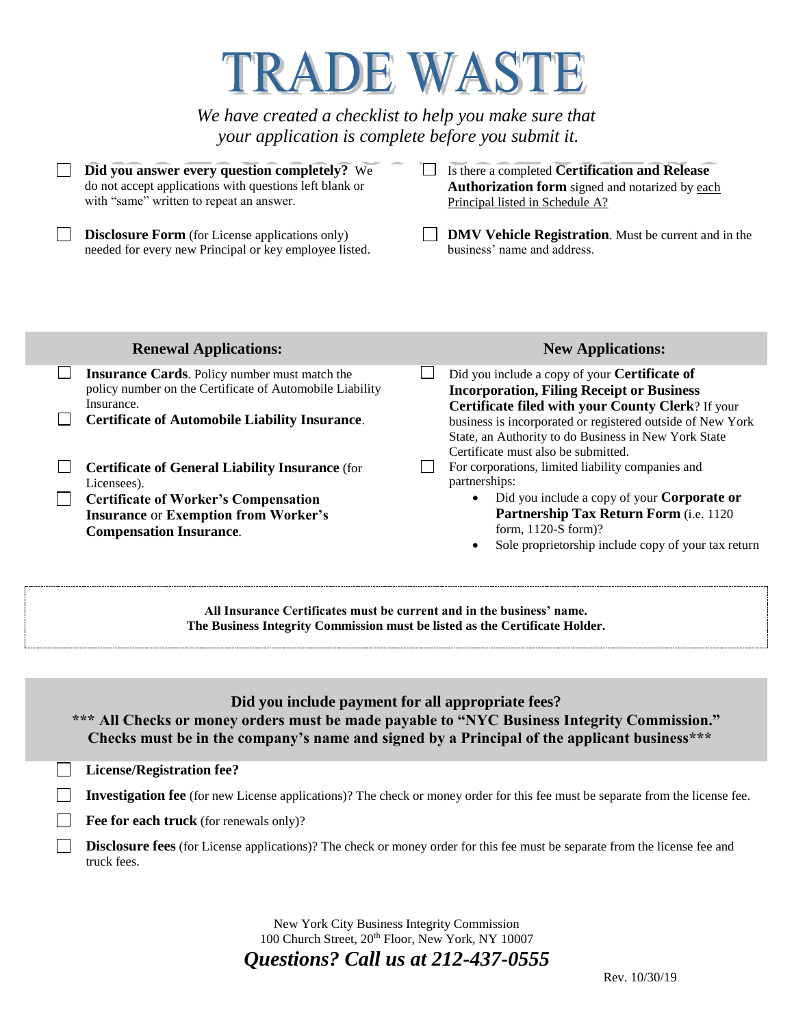# TRADE WASTE

*We have created a checklist to help you make sure that your application is complete before you submit it.*

- ☐ **Did you answer every question completely?** We do not accept applications with questions left blank or with "same" written to repeat an answer.
- ☐ **Disclosure Form** (for License applications only) needed for every new Principal or key employee listed.
- ☐ Is there a completed **Certification and Release Authorization form** signed and notarized by each Principal listed in Schedule A?
- ☐ **DMV Vehicle Registration**. Must be current and in the business' name and address.

## Renewal Applications:

- ☐ **Insurance Cards**. Policy number must match the policy number on the Certificate of Automobile Liability Insurance.
- ☐ **Certificate of Automobile Liability Insurance**.
- ☐ **Certificate of General Liability Insurance** (for Licensees).
- ☐ **Certificate of Worker's Compensation Insurance** or **Exemption from Worker's Compensation Insurance**.

## New Applications:

- ☐ Did you include a copy of your **Certificate of Incorporation, Filing Receipt or Business Certificate filed with your County Clerk**? If your business is incorporated or registered outside of New York State, an Authority to do Business in New York State Certificate must also be submitted.
- ☐ For corporations, limited liability companies and partnerships:
  - Did you include a copy of your **Corporate or Partnership Tax Return Form** (i.e. 1120 form, 1120-S form)?
  - Sole proprietorship include copy of your tax return

**All Insurance Certificates must be current and in the business' name.**
**The Business Integrity Commission must be listed as the Certificate Holder.**

**Did you include payment for all appropriate fees?**
**\*\*\* All Checks or money orders must be made payable to "NYC Business Integrity Commission." Checks must be in the company's name and signed by a Principal of the applicant business\*\*\***

- ☐ **License/Registration fee?**
- ☐ **Investigation fee** (for new License applications)? The check or money order for this fee must be separate from the license fee.
- ☐ **Fee for each truck** (for renewals only)?
- ☐ **Disclosure fees** (for License applications)? The check or money order for this fee must be separate from the license fee and truck fees.

New York City Business Integrity Commission
100 Church Street, 20th Floor, New York, NY 10007

***Questions? Call us at 212-437-0555***

Rev. 10/30/19